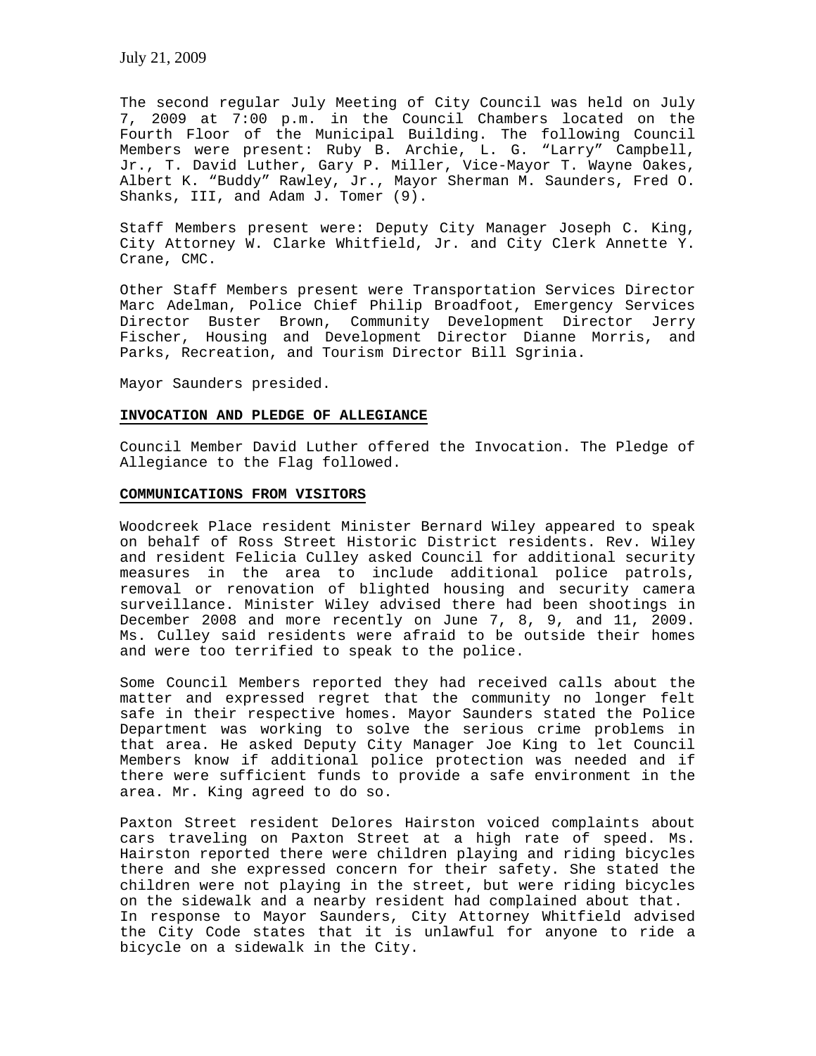July 21, 2009

The second regular July Meeting of City Council was held on July 7, 2009 at 7:00 p.m. in the Council Chambers located on the Fourth Floor of the Municipal Building. The following Council Members were present: Ruby B. Archie, L. G. "Larry" Campbell, Jr., T. David Luther, Gary P. Miller, Vice-Mayor T. Wayne Oakes, Albert K. "Buddy" Rawley, Jr., Mayor Sherman M. Saunders, Fred O. Shanks, III, and Adam J. Tomer (9).

Staff Members present were: Deputy City Manager Joseph C. King, City Attorney W. Clarke Whitfield, Jr. and City Clerk Annette Y. Crane, CMC.

Other Staff Members present were Transportation Services Director Marc Adelman, Police Chief Philip Broadfoot, Emergency Services Director Buster Brown, Community Development Director Jerry Fischer, Housing and Development Director Dianne Morris, and Parks, Recreation, and Tourism Director Bill Sgrinia.

Mayor Saunders presided.

**INVOCATION AND PLEDGE OF ALLEGIANCE**

Council Member David Luther offered the Invocation. The Pledge of Allegiance to the Flag followed.

**COMMUNICATIONS FROM VISITORS**

Woodcreek Place resident Minister Bernard Wiley appeared to speak on behalf of Ross Street Historic District residents. Rev. Wiley and resident Felicia Culley asked Council for additional security measures in the area to include additional police patrols, removal or renovation of blighted housing and security camera surveillance. Minister Wiley advised there had been shootings in December 2008 and more recently on June 7, 8, 9, and 11, 2009. Ms. Culley said residents were afraid to be outside their homes and were too terrified to speak to the police.

Some Council Members reported they had received calls about the matter and expressed regret that the community no longer felt safe in their respective homes. Mayor Saunders stated the Police Department was working to solve the serious crime problems in that area. He asked Deputy City Manager Joe King to let Council Members know if additional police protection was needed and if there were sufficient funds to provide a safe environment in the area. Mr. King agreed to do so.

Paxton Street resident Delores Hairston voiced complaints about cars traveling on Paxton Street at a high rate of speed. Ms. Hairston reported there were children playing and riding bicycles there and she expressed concern for their safety. She stated the children were not playing in the street, but were riding bicycles on the sidewalk and a nearby resident had complained about that. In response to Mayor Saunders, City Attorney Whitfield advised the City Code states that it is unlawful for anyone to ride a bicycle on a sidewalk in the City.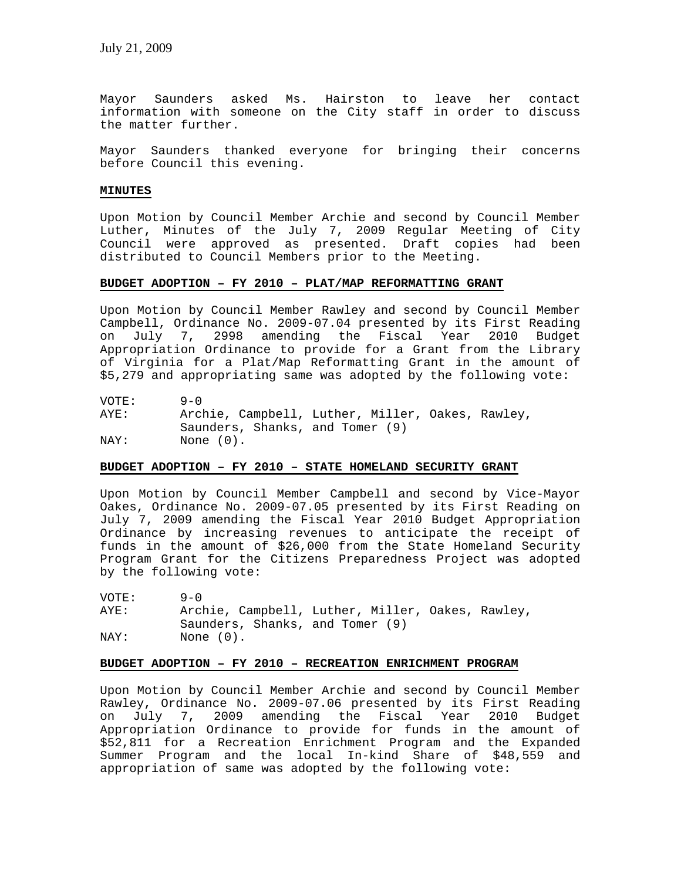Mayor Saunders asked Ms. Hairston to leave her contact information with someone on the City staff in order to discuss the matter further.

Mayor Saunders thanked everyone for bringing their concerns before Council this evening.

**MINUTES**

Upon Motion by Council Member Archie and second by Council Member Luther, Minutes of the July 7, 2009 Regular Meeting of City Council were approved as presented. Draft copies had been distributed to Council Members prior to the Meeting.

**BUDGET ADOPTION – FY 2010 – PLAT/MAP REFORMATTING GRANT**

Upon Motion by Council Member Rawley and second by Council Member Campbell, Ordinance No. 2009-07.04 presented by its First Reading on July 7, 2998 amending the Fiscal Year 2010 Budget Appropriation Ordinance to provide for a Grant from the Library of Virginia for a Plat/Map Reformatting Grant in the amount of $5,279 and appropriating same was adopted by the following vote:

VOTE: 9-0
AYE: Archie, Campbell, Luther, Miller, Oakes, Rawley, Saunders, Shanks, and Tomer (9)
NAY: None (0).

**BUDGET ADOPTION – FY 2010 – STATE HOMELAND SECURITY GRANT**

Upon Motion by Council Member Campbell and second by Vice-Mayor Oakes, Ordinance No. 2009-07.05 presented by its First Reading on July 7, 2009 amending the Fiscal Year 2010 Budget Appropriation Ordinance by increasing revenues to anticipate the receipt of funds in the amount of $26,000 from the State Homeland Security Program Grant for the Citizens Preparedness Project was adopted by the following vote:

VOTE: 9-0
AYE: Archie, Campbell, Luther, Miller, Oakes, Rawley, Saunders, Shanks, and Tomer (9)
NAY: None (0).

**BUDGET ADOPTION – FY 2010 – RECREATION ENRICHMENT PROGRAM**

Upon Motion by Council Member Archie and second by Council Member Rawley, Ordinance No. 2009-07.06 presented by its First Reading on July 7, 2009 amending the Fiscal Year 2010 Budget Appropriation Ordinance to provide for funds in the amount of $52,811 for a Recreation Enrichment Program and the Expanded Summer Program and the local In-kind Share of $48,559 and appropriation of same was adopted by the following vote: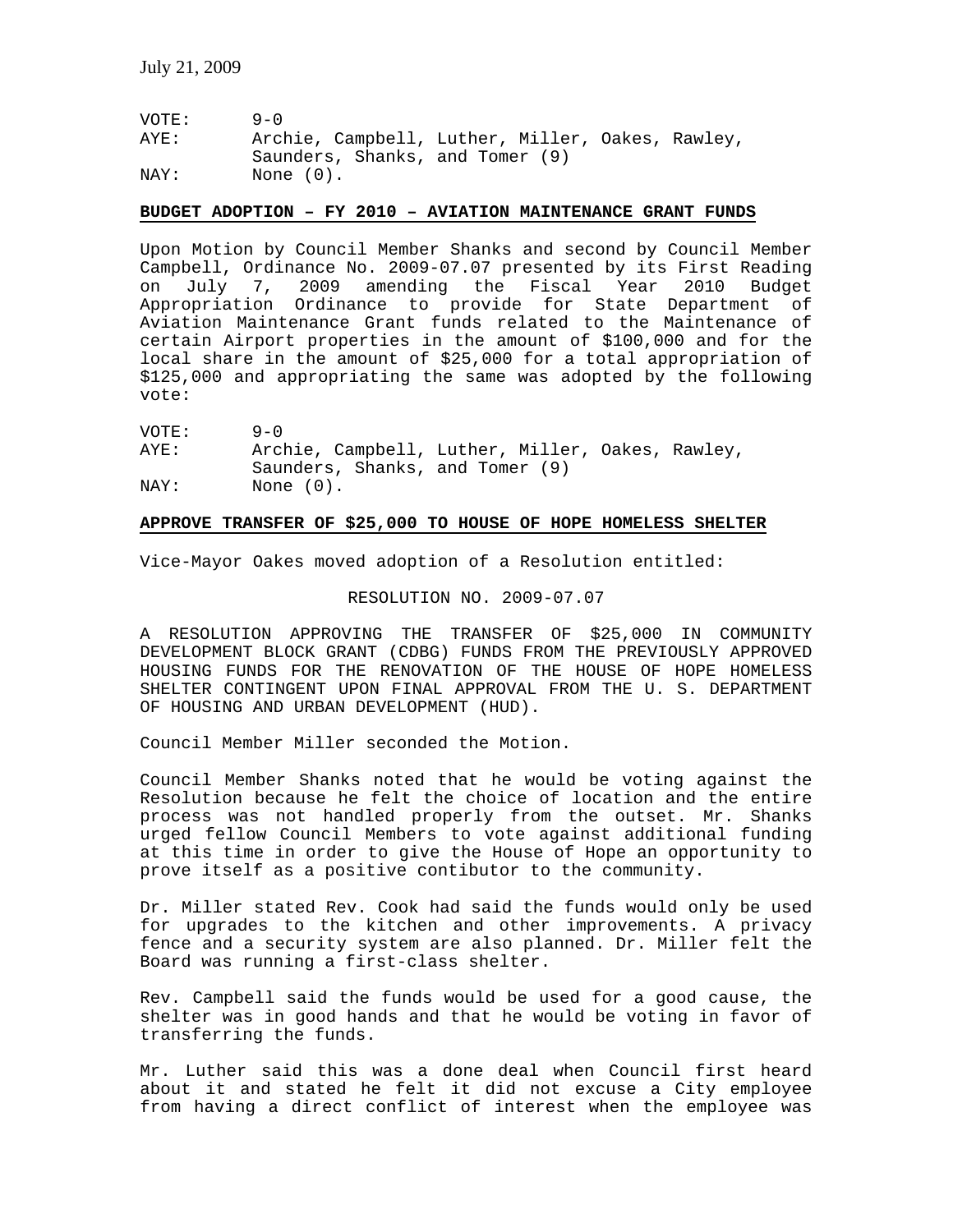July 21, 2009

VOTE: 9-0
AYE: Archie, Campbell, Luther, Miller, Oakes, Rawley, Saunders, Shanks, and Tomer (9)
NAY: None (0).

**BUDGET ADOPTION – FY 2010 – AVIATION MAINTENANCE GRANT FUNDS**

Upon Motion by Council Member Shanks and second by Council Member Campbell, Ordinance No. 2009-07.07 presented by its First Reading on July 7, 2009 amending the Fiscal Year 2010 Budget Appropriation Ordinance to provide for State Department of Aviation Maintenance Grant funds related to the Maintenance of certain Airport properties in the amount of $100,000 and for the local share in the amount of $25,000 for a total appropriation of $125,000 and appropriating the same was adopted by the following vote:

VOTE: 9-0
AYE: Archie, Campbell, Luther, Miller, Oakes, Rawley, Saunders, Shanks, and Tomer (9)
NAY: None (0).

**APPROVE TRANSFER OF $25,000 TO HOUSE OF HOPE HOMELESS SHELTER**

Vice-Mayor Oakes moved adoption of a Resolution entitled:

RESOLUTION NO. 2009-07.07

A RESOLUTION APPROVING THE TRANSFER OF $25,000 IN COMMUNITY DEVELOPMENT BLOCK GRANT (CDBG) FUNDS FROM THE PREVIOUSLY APPROVED HOUSING FUNDS FOR THE RENOVATION OF THE HOUSE OF HOPE HOMELESS SHELTER CONTINGENT UPON FINAL APPROVAL FROM THE U. S. DEPARTMENT OF HOUSING AND URBAN DEVELOPMENT (HUD).

Council Member Miller seconded the Motion.

Council Member Shanks noted that he would be voting against the Resolution because he felt the choice of location and the entire process was not handled properly from the outset. Mr. Shanks urged fellow Council Members to vote against additional funding at this time in order to give the House of Hope an opportunity to prove itself as a positive contibutor to the community.

Dr. Miller stated Rev. Cook had said the funds would only be used for upgrades to the kitchen and other improvements. A privacy fence and a security system are also planned. Dr. Miller felt the Board was running a first-class shelter.

Rev. Campbell said the funds would be used for a good cause, the shelter was in good hands and that he would be voting in favor of transferring the funds.

Mr. Luther said this was a done deal when Council first heard about it and stated he felt it did not excuse a City employee from having a direct conflict of interest when the employee was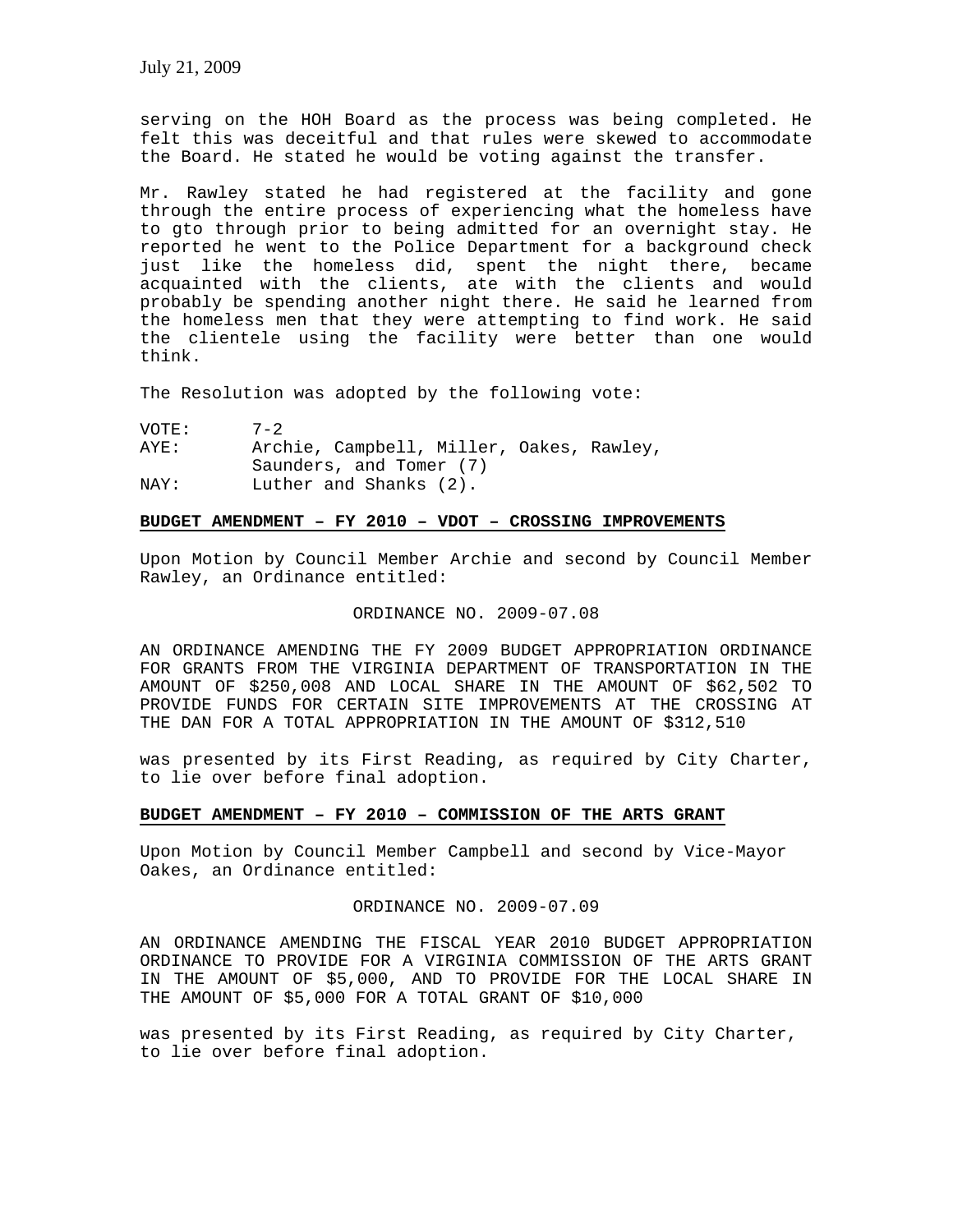serving on the HOH Board as the process was being completed. He felt this was deceitful and that rules were skewed to accommodate the Board. He stated he would be voting against the transfer.

Mr. Rawley stated he had registered at the facility and gone through the entire process of experiencing what the homeless have to gto through prior to being admitted for an overnight stay. He reported he went to the Police Department for a background check just like the homeless did, spent the night there, became acquainted with the clients, ate with the clients and would probably be spending another night there. He said he learned from the homeless men that they were attempting to find work. He said the clientele using the facility were better than one would think.

The Resolution was adopted by the following vote:

VOTE: 7-2
AYE: Archie, Campbell, Miller, Oakes, Rawley, Saunders, and Tomer (7)
NAY: Luther and Shanks (2).

**BUDGET AMENDMENT – FY 2010 – VDOT – CROSSING IMPROVEMENTS**

Upon Motion by Council Member Archie and second by Council Member Rawley, an Ordinance entitled:

ORDINANCE NO. 2009-07.08

AN ORDINANCE AMENDING THE FY 2009 BUDGET APPROPRIATION ORDINANCE FOR GRANTS FROM THE VIRGINIA DEPARTMENT OF TRANSPORTATION IN THE AMOUNT OF $250,008 AND LOCAL SHARE IN THE AMOUNT OF $62,502 TO PROVIDE FUNDS FOR CERTAIN SITE IMPROVEMENTS AT THE CROSSING AT THE DAN FOR A TOTAL APPROPRIATION IN THE AMOUNT OF $312,510

was presented by its First Reading, as required by City Charter, to lie over before final adoption.

**BUDGET AMENDMENT – FY 2010 – COMMISSION OF THE ARTS GRANT**

Upon Motion by Council Member Campbell and second by Vice-Mayor Oakes, an Ordinance entitled:

ORDINANCE NO. 2009-07.09

AN ORDINANCE AMENDING THE FISCAL YEAR 2010 BUDGET APPROPRIATION ORDINANCE TO PROVIDE FOR A VIRGINIA COMMISSION OF THE ARTS GRANT IN THE AMOUNT OF $5,000, AND TO PROVIDE FOR THE LOCAL SHARE IN THE AMOUNT OF $5,000 FOR A TOTAL GRANT OF $10,000

was presented by its First Reading, as required by City Charter, to lie over before final adoption.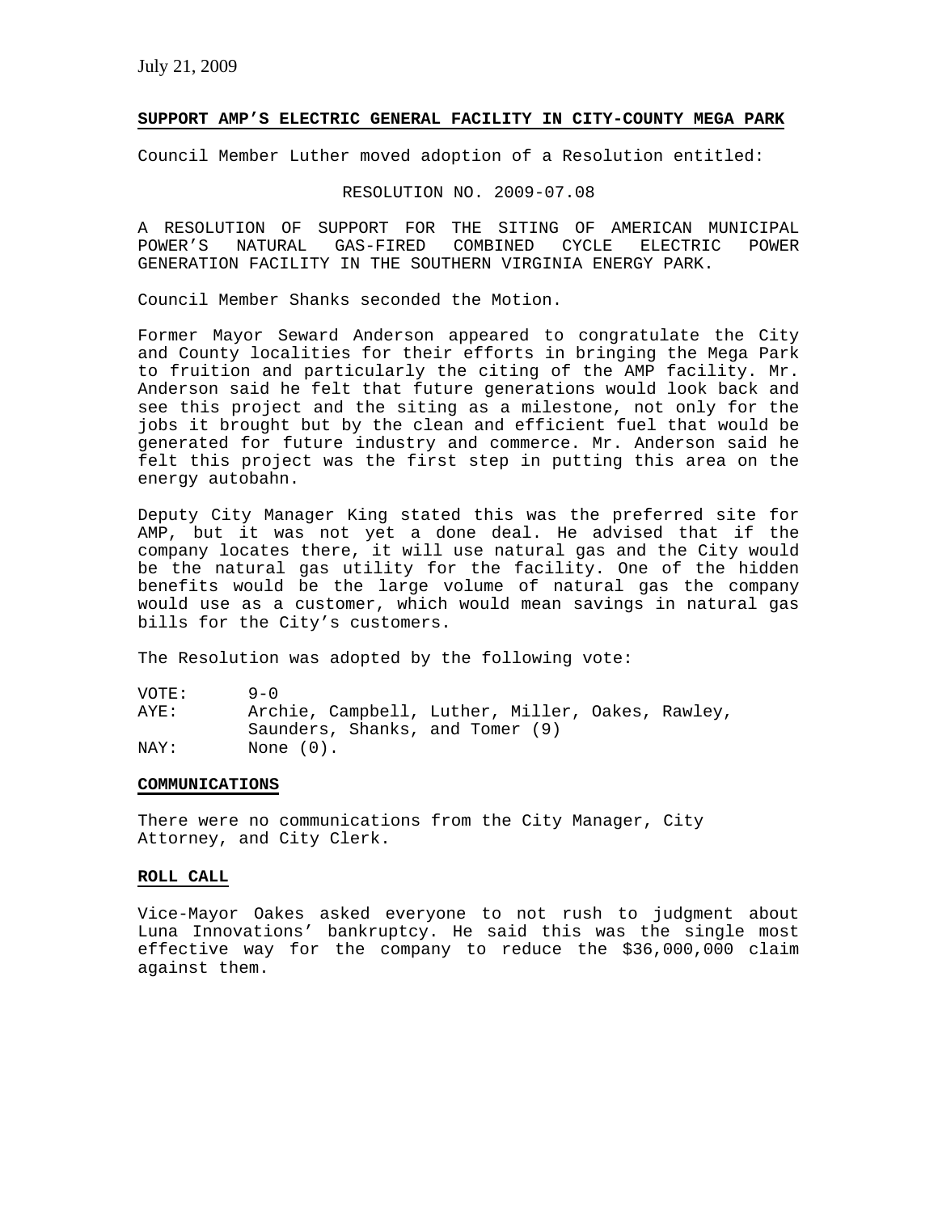July 21, 2009

**SUPPORT AMP'S ELECTRIC GENERAL FACILITY IN CITY-COUNTY MEGA PARK**

Council Member Luther moved adoption of a Resolution entitled:

RESOLUTION NO. 2009-07.08

A RESOLUTION OF SUPPORT FOR THE SITING OF AMERICAN MUNICIPAL POWER'S NATURAL GAS-FIRED COMBINED CYCLE ELECTRIC POWER GENERATION FACILITY IN THE SOUTHERN VIRGINIA ENERGY PARK.

Council Member Shanks seconded the Motion.

Former Mayor Seward Anderson appeared to congratulate the City and County localities for their efforts in bringing the Mega Park to fruition and particularly the citing of the AMP facility. Mr. Anderson said he felt that future generations would look back and see this project and the siting as a milestone, not only for the jobs it brought but by the clean and efficient fuel that would be generated for future industry and commerce. Mr. Anderson said he felt this project was the first step in putting this area on the energy autobahn.

Deputy City Manager King stated this was the preferred site for AMP, but it was not yet a done deal. He advised that if the company locates there, it will use natural gas and the City would be the natural gas utility for the facility. One of the hidden benefits would be the large volume of natural gas the company would use as a customer, which would mean savings in natural gas bills for the City's customers.

The Resolution was adopted by the following vote:

VOTE: 9-0
AYE: Archie, Campbell, Luther, Miller, Oakes, Rawley, Saunders, Shanks, and Tomer (9)
NAY: None (0).

**COMMUNICATIONS**

There were no communications from the City Manager, City Attorney, and City Clerk.

**ROLL CALL**

Vice-Mayor Oakes asked everyone to not rush to judgment about Luna Innovations' bankruptcy. He said this was the single most effective way for the company to reduce the $36,000,000 claim against them.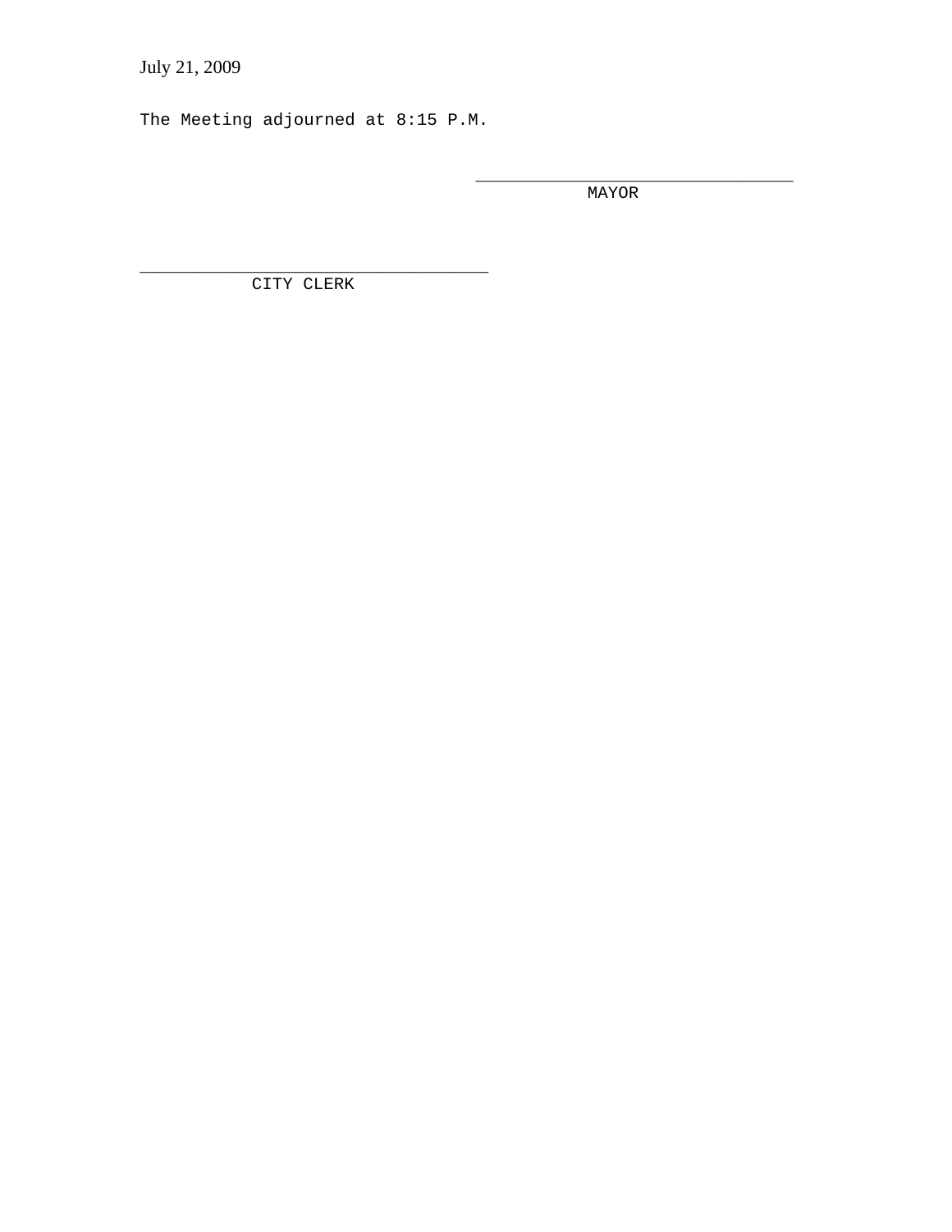The Meeting adjourned at 8:15 P.M.

\_\_\_\_\_\_\_\_\_\_\_\_\_\_\_\_\_\_\_\_\_\_\_\_\_\_\_\_\_\_\_\_\_\_
MAYOR

\_\_\_\_\_\_\_\_\_\_\_\_\_\_\_\_\_\_\_\_\_\_\_\_\_\_\_\_\_\_\_\_\_\_
CITY CLERK